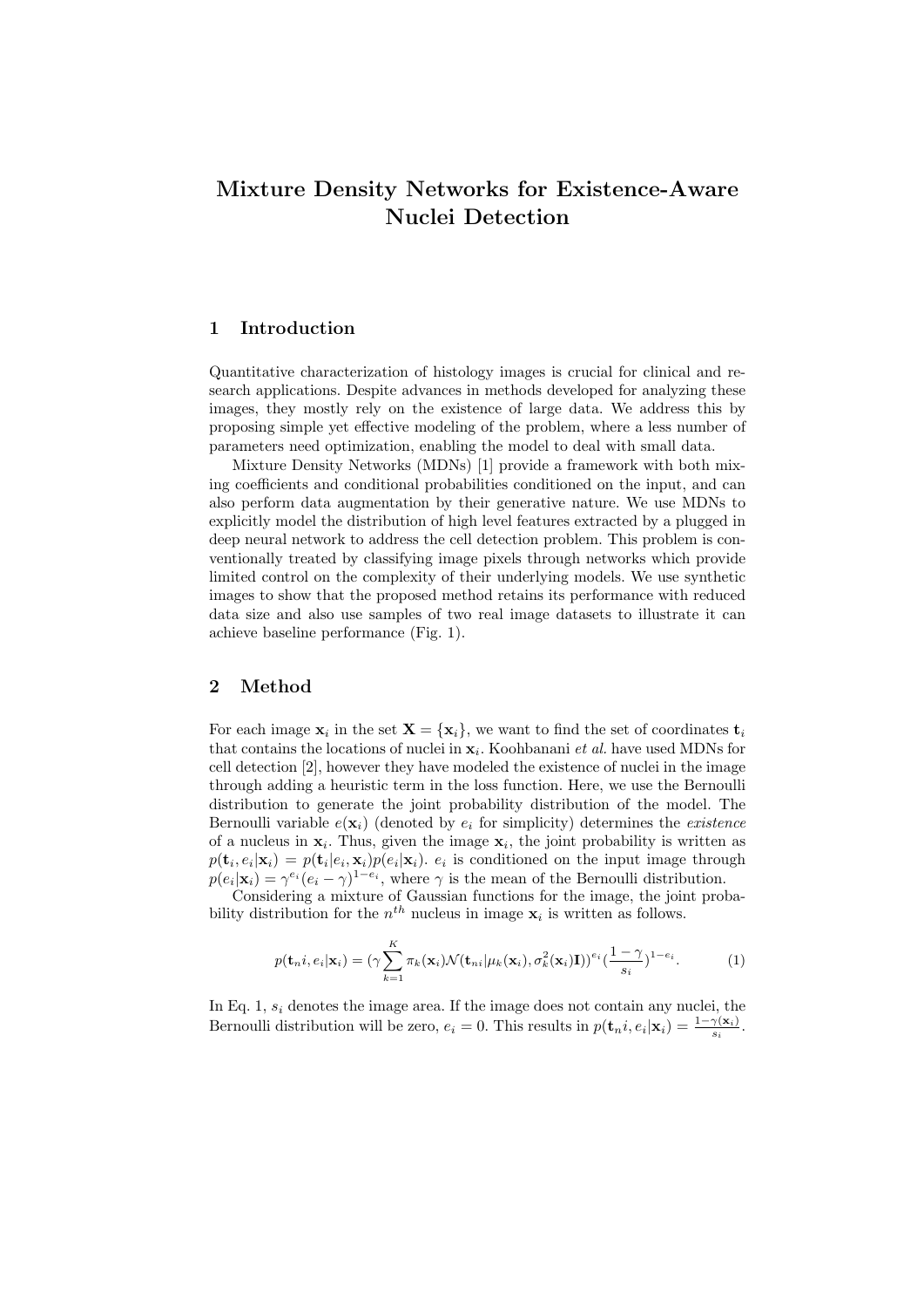# Mixture Density Networks for Existence-Aware Nuclei Detection

## 1 Introduction

Quantitative characterization of histology images is crucial for clinical and research applications. Despite advances in methods developed for analyzing these images, they mostly rely on the existence of large data. We address this by proposing simple yet effective modeling of the problem, where a less number of parameters need optimization, enabling the model to deal with small data.

Mixture Density Networks (MDNs) [1] provide a framework with both mixing coefficients and conditional probabilities conditioned on the input, and can also perform data augmentation by their generative nature. We use MDNs to explicitly model the distribution of high level features extracted by a plugged in deep neural network to address the cell detection problem. This problem is conventionally treated by classifying image pixels through networks which provide limited control on the complexity of their underlying models. We use synthetic images to show that the proposed method retains its performance with reduced data size and also use samples of two real image datasets to illustrate it can achieve baseline performance (Fig. 1).

## 2 Method

For each image $\mathbf{x}_i$ in the set $\mathbf{X} = \{\mathbf{x}_i\}$, we want to find the set of coordinates $\mathbf{t}_i$ that contains the locations of nuclei in $\mathbf{x}_i$. Koohbanani *et al.* have used MDNs for cell detection [2], however they have modeled the existence of nuclei in the image through adding a heuristic term in the loss function. Here, we use the Bernoulli distribution to generate the joint probability distribution of the model. The Bernoulli variable $e(\mathbf{x}_i)$ (denoted by $e_i$ for simplicity) determines the *existence* of a nucleus in $\mathbf{x}_i$. Thus, given the image $\mathbf{x}_i$, the joint probability is written as $p(\mathbf{t}_i, e_i|\mathbf{x}_i) = p(\mathbf{t}_i|e_i, \mathbf{x}_i)p(e_i|\mathbf{x}_i)$. $e_i$ is conditioned on the input image through $p(e_i|\mathbf{x}_i) = \gamma^{e_i}(e_i - \gamma)^{1-e_i}$, where $\gamma$ is the mean of the Bernoulli distribution.

Considering a mixture of Gaussian functions for the image, the joint probability distribution for the $n^{th}$ nucleus in image $\mathbf{x}_i$ is written as follows.

$$p(\mathbf{t}_n i, e_i|\mathbf{x}_i) = (\gamma \sum_{k=1}^{K} \pi_k(\mathbf{x}_i)\mathcal{N}(\mathbf{t}_{ni}|\mu_k(\mathbf{x}_i), \sigma_k^2(\mathbf{x}_i)\mathbf{I}))^{e_i}(\frac{1-\gamma}{s_i})^{1-e_i}. \tag{1}$$

In Eq. 1, $s_i$ denotes the image area. If the image does not contain any nuclei, the Bernoulli distribution will be zero, $e_i = 0$. This results in $p(\mathbf{t}_n i, e_i|\mathbf{x}_i) = \frac{1-\gamma(\mathbf{x}_i)}{s_i}$.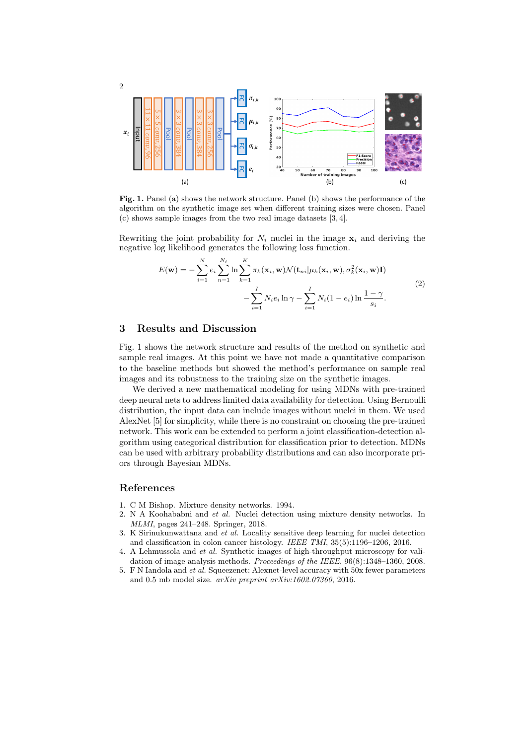Fig. 1. Panel (a) shows the network structure. Panel (b) shows the performance of the algorithm on the synthetic image set when different training sizes were chosen. Panel (c) shows sample images from the two real image datasets [3, 4].

Rewriting the joint probability for $N_i$ nuclei in the image $\mathbf{x}_i$ and deriving the negative log likelihood generates the following loss function.

$$E(\mathbf{w}) = -\sum_{i=1}^{N} e_i \sum_{n=1}^{N_i} \ln \sum_{k=1}^{K} \pi_k(\mathbf{x}_i, \mathbf{w}) \mathcal{N}(\mathbf{t}_{ni} | \mu_k(\mathbf{x}_i, \mathbf{w}), \sigma_k^2(\mathbf{x}_i, \mathbf{w})\mathbf{I}) \\ - \sum_{i=1}^{I} N_i e_i \ln \gamma - \sum_{i=1}^{I} N_i (1 - e_i) \ln \frac{1-\gamma}{s_i}. \tag{2}$$

## 3 Results and Discussion

Fig. 1 shows the network structure and results of the method on synthetic and sample real images. At this point we have not made a quantitative comparison to the baseline methods but showed the method's performance on sample real images and its robustness to the training size on the synthetic images.

We derived a new mathematical modeling for using MDNs with pre-trained deep neural nets to address limited data availability for detection. Using Bernoulli distribution, the input data can include images without nuclei in them. We used AlexNet [5] for simplicity, while there is no constraint on choosing the pre-trained network. This work can be extended to perform a joint classification-detection algorithm using categorical distribution for classification prior to detection. MDNs can be used with arbitrary probability distributions and can also incorporate priors through Bayesian MDNs.

## References

1. C M Bishop. Mixture density networks. 1994.
2. N A Koohababni and *et al.* Nuclei detection using mixture density networks. In *MLMI*, pages 241–248. Springer, 2018.
3. K Sirinukunwattana and *et al.* Locality sensitive deep learning for nuclei detection and classification in colon cancer histology. *IEEE TMI*, 35(5):1196–1206, 2016.
4. A Lehmussola and *et al.* Synthetic images of high-throughput microscopy for validation of image analysis methods. *Proceedings of the IEEE*, 96(8):1348–1360, 2008.
5. F N Iandola and *et al.* Squeezenet: Alexnet-level accuracy with 50x fewer parameters and 0.5 mb model size. *arXiv preprint arXiv:1602.07360*, 2016.